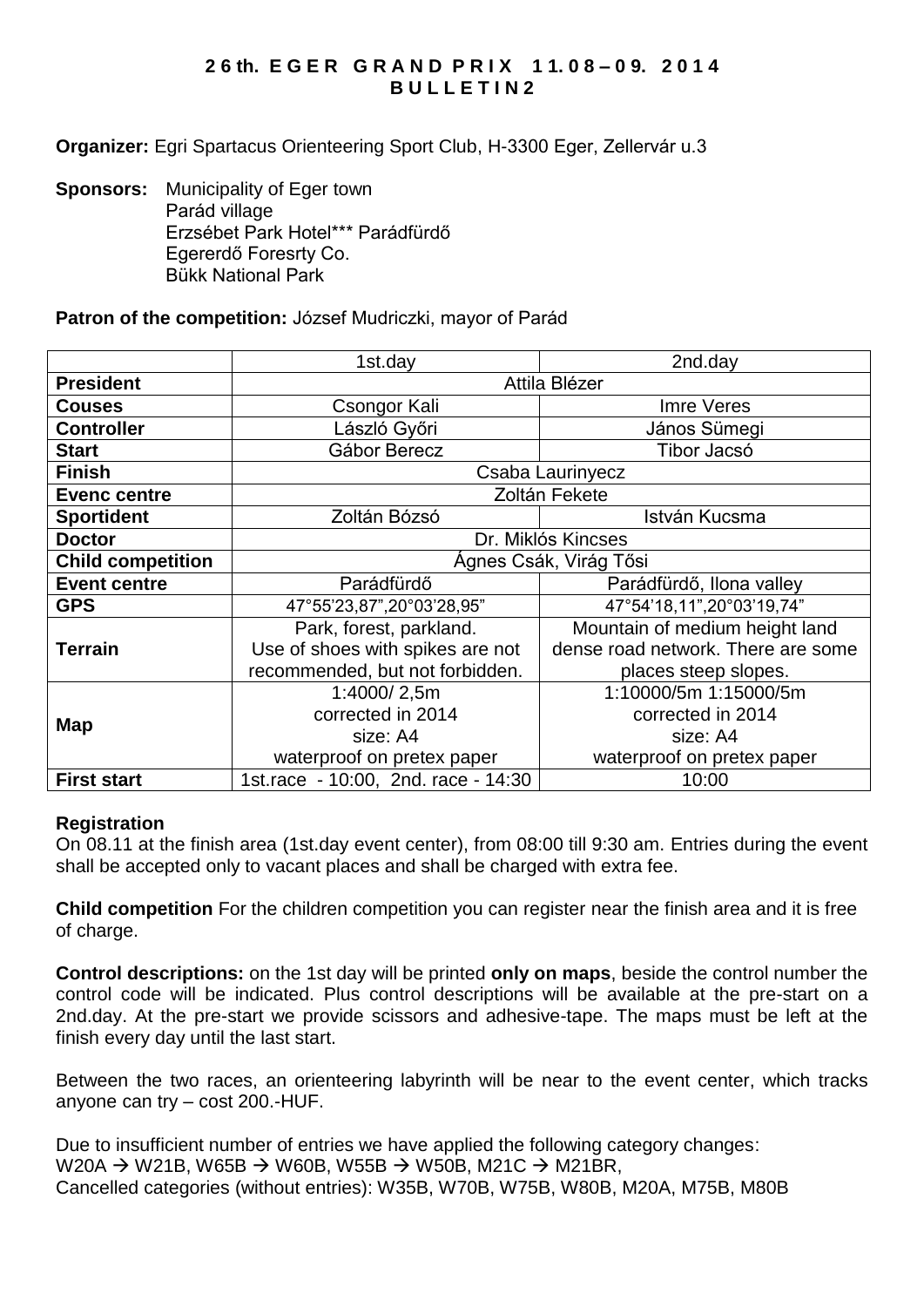# 26th. EGER GRAND PRIX 11.08 – 09. 2014
## BULLETIN 2

**Organizer:** Egri Spartacus Orienteering Sport Club, H-3300 Eger, Zellervár u.3

**Sponsors:** Municipality of Eger town
Parád village
Erzsébet Park Hotel*** Parádfürdő
Egererdő Foresrty Co.
Bükk National Park

**Patron of the competition:** József Mudriczki, mayor of Parád

| | 1st.day | 2nd.day |
|---|---|---|
| **President** | Attila Blézer | |
| **Couses** | Csongor Kali | Imre Veres |
| **Controller** | László Győri | János Sümegi |
| **Start** | Gábor Berecz | Tibor Jacsó |
| **Finish** | Csaba Laurinyecz | |
| **Evenc centre** | Zoltán Fekete | |
| **Sportident** | Zoltán Bózsó | István Kucsma |
| **Doctor** | Dr. Miklós Kincses | |
| **Child competition** | Ágnes Csák, Virág Tősi | |
| **Event centre** | Parádfürdő | Parádfürdő, Ilona valley |
| **GPS** | 47°55'23,87",20°03'28,95" | 47°54'18,11",20°03'19,74" |
| **Terrain** | Park, forest, parkland. Use of shoes with spikes are not recommended, but not forbidden. | Mountain of medium height land dense road network. There are some places steep slopes. |
| **Map** | 1:4000/ 2,5m corrected in 2014 size: A4 waterproof on pretex paper | 1:10000/5m 1:15000/5m corrected in 2014 size: A4 waterproof on pretex paper |
| **First start** | 1st.race - 10:00, 2nd. race - 14:30 | 10:00 |

**Registration**
On 08.11 at the finish area (1st.day event center), from 08:00 till 9:30 am. Entries during the event shall be accepted only to vacant places and shall be charged with extra fee.

**Child competition** For the children competition you can register near the finish area and it is free of charge.

**Control descriptions:** on the 1st day will be printed **only on maps**, beside the control number the control code will be indicated. Plus control descriptions will be available at the pre-start on a 2nd.day. At the pre-start we provide scissors and adhesive-tape. The maps must be left at the finish every day until the last start.

Between the two races, an orienteering labyrinth will be near to the event center, which tracks anyone can try – cost 200.-HUF.

Due to insufficient number of entries we have applied the following category changes:
W20A → W21B, W65B → W60B, W55B → W50B, M21C → M21BR,
Cancelled categories (without entries): W35B, W70B, W75B, W80B, M20A, M75B, M80B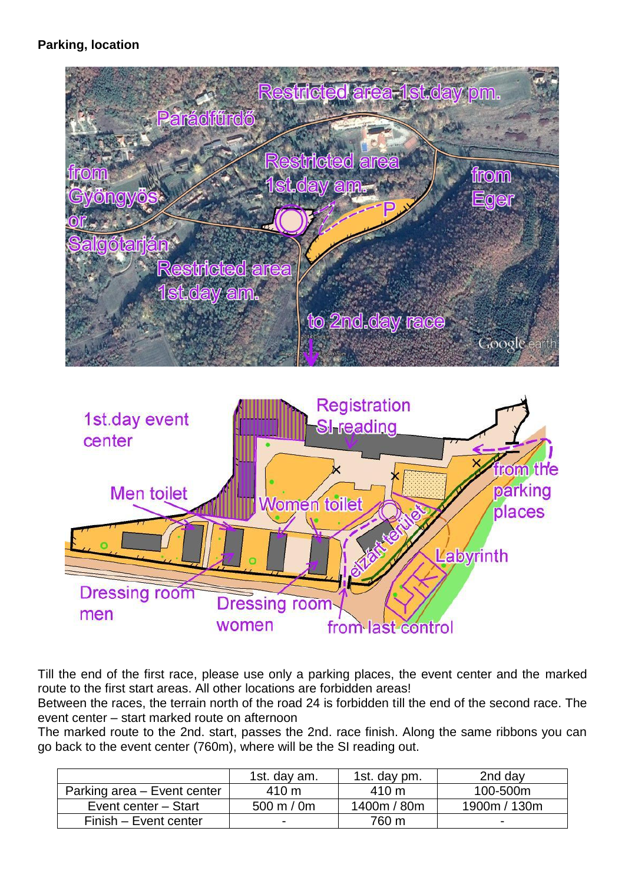**Parking, location**

Till the end of the first race, please use only a parking places, the event center and the marked route to the first start areas. All other locations are forbidden areas!
Between the races, the terrain north of the road 24 is forbidden till the end of the second race. The event center – start marked route on afternoon
The marked route to the 2nd. start, passes the 2nd. race finish. Along the same ribbons you can go back to the event center (760m), where will be the SI reading out.

| | 1st. day am. | 1st. day pm. | 2nd day |
|---|---|---|---|
| Parking area – Event center | 410 m | 410 m | 100-500m |
| Event center – Start | 500 m / 0m | 1400m / 80m | 1900m / 130m |
| Finish – Event center | - | 760 m | - |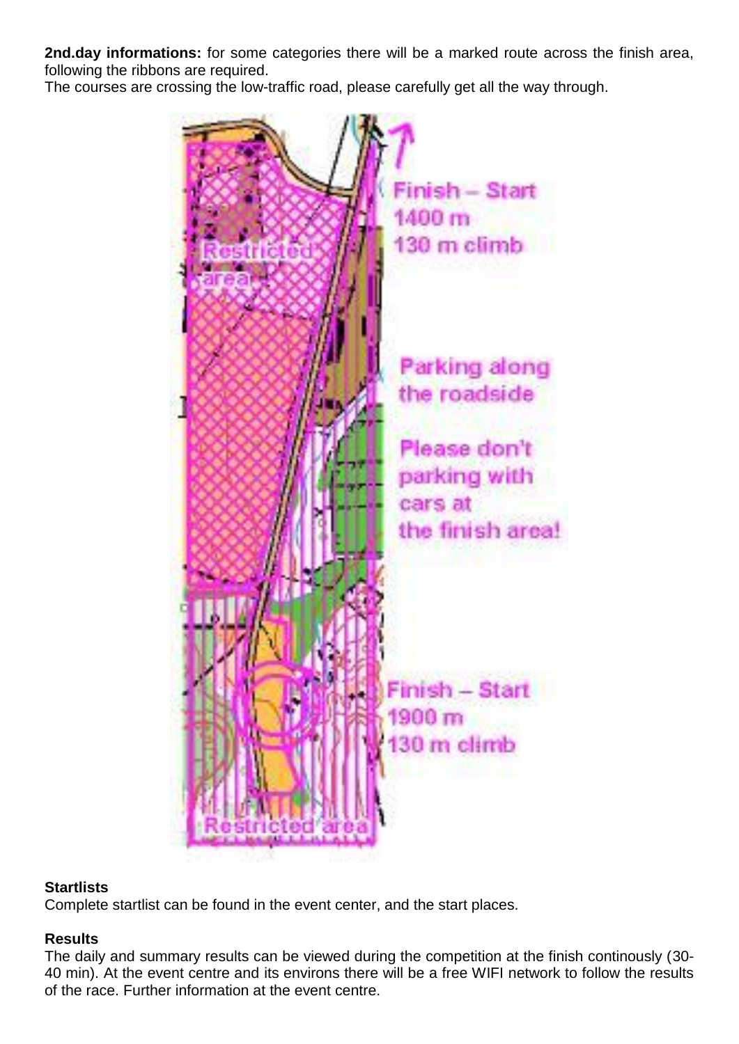**2nd.day informations:** for some categories there will be a marked route across the finish area, following the ribbons are required.
The courses are crossing the low-traffic road, please carefully get all the way through.

### Startlists

Complete startlist can be found in the event center, and the start places.

### Results

The daily and summary results can be viewed during the competition at the finish continously (30-40 min). At the event centre and its environs there will be a free WIFI network to follow the results of the race. Further information at the event centre.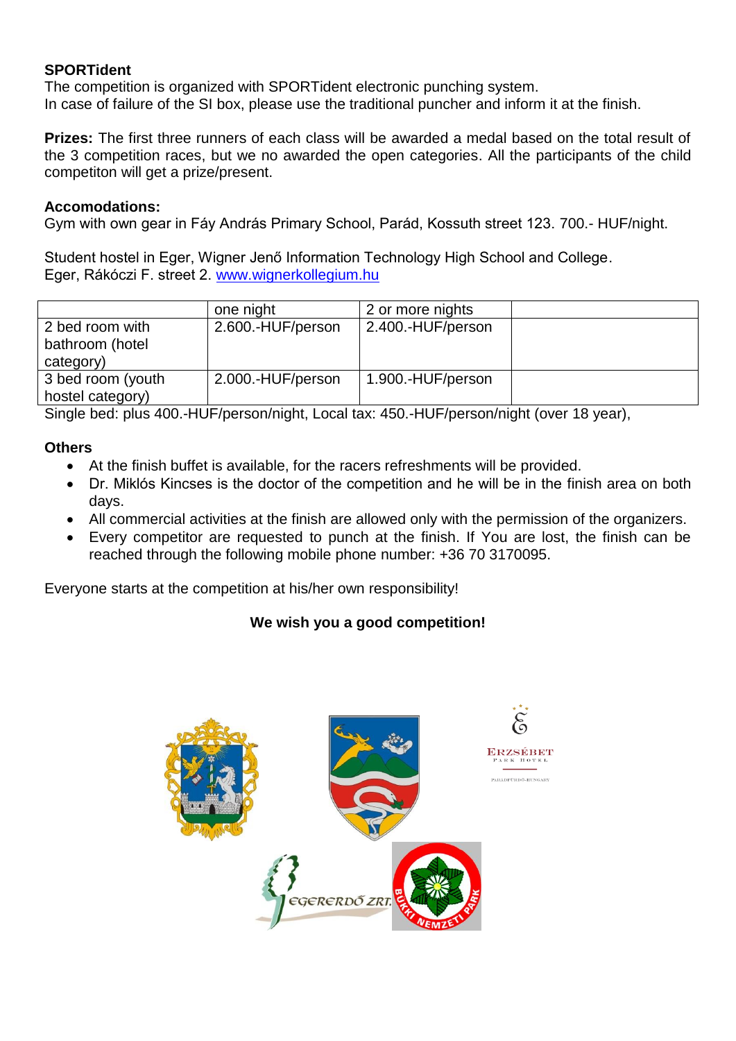**SPORTident**
The competition is organized with SPORTident electronic punching system.
In case of failure of the SI box, please use the traditional puncher and inform it at the finish.

**Prizes:** The first three runners of each class will be awarded a medal based on the total result of the 3 competition races, but we no awarded the open categories. All the participants of the child competiton will get a prize/present.

**Accomodations:**
Gym with own gear in Fáy András Primary School, Parád, Kossuth street 123. 700.- HUF/night.

Student hostel in Eger, Wigner Jenő Information Technology High School and College.
Eger, Rákóczi F. street 2. www.wignerkollegium.hu

| | one night | 2 or more nights | |
|---|---|---|---|
| 2 bed room with bathroom (hotel category) | 2.600.-HUF/person | 2.400.-HUF/person | |
| 3 bed room (youth hostel category) | 2.000.-HUF/person | 1.900.-HUF/person | |

Single bed: plus 400.-HUF/person/night, Local tax: 450.-HUF/person/night (over 18 year),

**Others**

- At the finish buffet is available, for the racers refreshments will be provided.
- Dr. Miklós Kincses is the doctor of the competition and he will be in the finish area on both days.
- All commercial activities at the finish are allowed only with the permission of the organizers.
- Every competitor are requested to punch at the finish. If You are lost, the finish can be reached through the following mobile phone number: +36 70 3170095.

Everyone starts at the competition at his/her own responsibility!

**We wish you a good competition!**

ERZSÉBET PARK HOTEL
PARÁDFÜRDŐ-HUNGARY

EGERERDŐ ZRT.

BÜKKI NEMZETI PARK